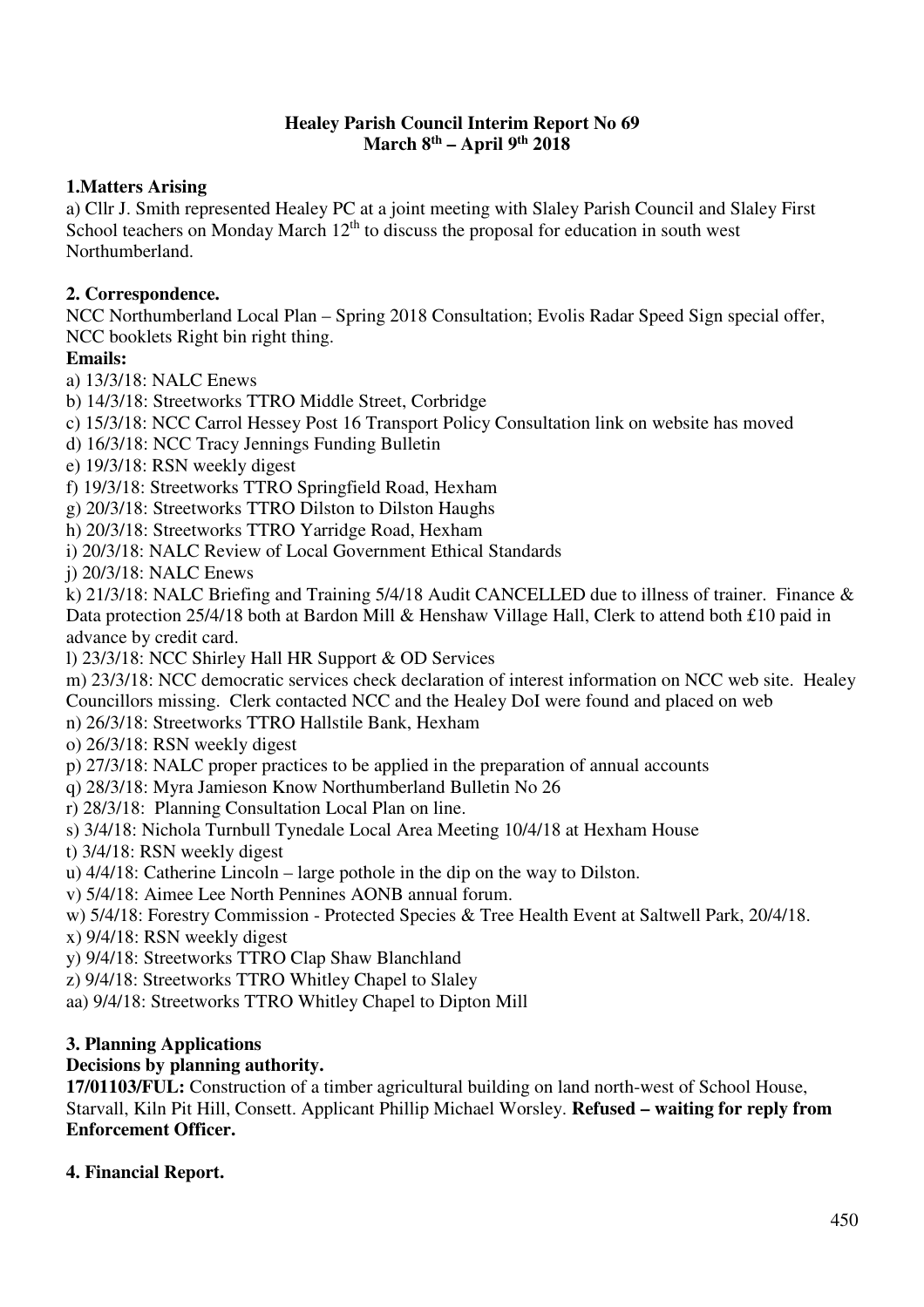**Healey Parish Council Interim Report No 69**
**March 8th – April 9th 2018**

**1.Matters Arising**

a) Cllr J. Smith represented Healey PC at a joint meeting with Slaley Parish Council and Slaley First School teachers on Monday March 12th to discuss the proposal for education in south west Northumberland.

**2. Correspondence.**

NCC Northumberland Local Plan – Spring 2018 Consultation; Evolis Radar Speed Sign special offer, NCC booklets Right bin right thing.

**Emails:**

a) 13/3/18: NALC Enews
b) 14/3/18: Streetworks TTRO Middle Street, Corbridge
c) 15/3/18: NCC Carrol Hessey Post 16 Transport Policy Consultation link on website has moved
d) 16/3/18: NCC Tracy Jennings Funding Bulletin
e) 19/3/18: RSN weekly digest
f) 19/3/18: Streetworks TTRO Springfield Road, Hexham
g) 20/3/18: Streetworks TTRO Dilston to Dilston Haughs
h) 20/3/18: Streetworks TTRO Yarridge Road, Hexham
i) 20/3/18: NALC Review of Local Government Ethical Standards
j) 20/3/18: NALC Enews
k) 21/3/18: NALC Briefing and Training 5/4/18 Audit CANCELLED due to illness of trainer. Finance & Data protection 25/4/18 both at Bardon Mill & Henshaw Village Hall, Clerk to attend both £10 paid in advance by credit card.
l) 23/3/18: NCC Shirley Hall HR Support & OD Services
m) 23/3/18: NCC democratic services check declaration of interest information on NCC web site. Healey Councillors missing. Clerk contacted NCC and the Healey DoI were found and placed on web
n) 26/3/18: Streetworks TTRO Hallstile Bank, Hexham
o) 26/3/18: RSN weekly digest
p) 27/3/18: NALC proper practices to be applied in the preparation of annual accounts
q) 28/3/18: Myra Jamieson Know Northumberland Bulletin No 26
r) 28/3/18: Planning Consultation Local Plan on line.
s) 3/4/18: Nichola Turnbull Tynedale Local Area Meeting 10/4/18 at Hexham House
t) 3/4/18: RSN weekly digest
u) 4/4/18: Catherine Lincoln – large pothole in the dip on the way to Dilston.
v) 5/4/18: Aimee Lee North Pennines AONB annual forum.
w) 5/4/18: Forestry Commission - Protected Species & Tree Health Event at Saltwell Park, 20/4/18.
x) 9/4/18: RSN weekly digest
y) 9/4/18: Streetworks TTRO Clap Shaw Blanchland
z) 9/4/18: Streetworks TTRO Whitley Chapel to Slaley
aa) 9/4/18: Streetworks TTRO Whitley Chapel to Dipton Mill

**3. Planning Applications**

**Decisions by planning authority.**

**17/01103/FUL:** Construction of a timber agricultural building on land north-west of School House, Starvall, Kiln Pit Hill, Consett. Applicant Phillip Michael Worsley. **Refused – waiting for reply from Enforcement Officer.**

**4. Financial Report.**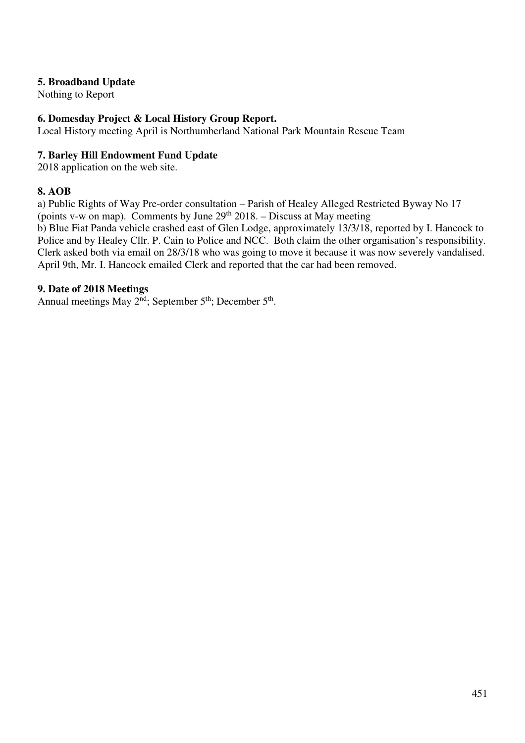**5. Broadband Update**
Nothing to Report

**6. Domesday Project & Local History Group Report.**
Local History meeting April is Northumberland National Park Mountain Rescue Team

**7. Barley Hill Endowment Fund Update**
2018 application on the web site.

**8. AOB**
a) Public Rights of Way Pre-order consultation – Parish of Healey Alleged Restricted Byway No 17 (points v-w on map). Comments by June 29th 2018. – Discuss at May meeting
b) Blue Fiat Panda vehicle crashed east of Glen Lodge, approximately 13/3/18, reported by I. Hancock to Police and by Healey Cllr. P. Cain to Police and NCC. Both claim the other organisation's responsibility. Clerk asked both via email on 28/3/18 who was going to move it because it was now severely vandalised. April 9th, Mr. I. Hancock emailed Clerk and reported that the car had been removed.

**9. Date of 2018 Meetings**
Annual meetings May 2nd; September 5th; December 5th.